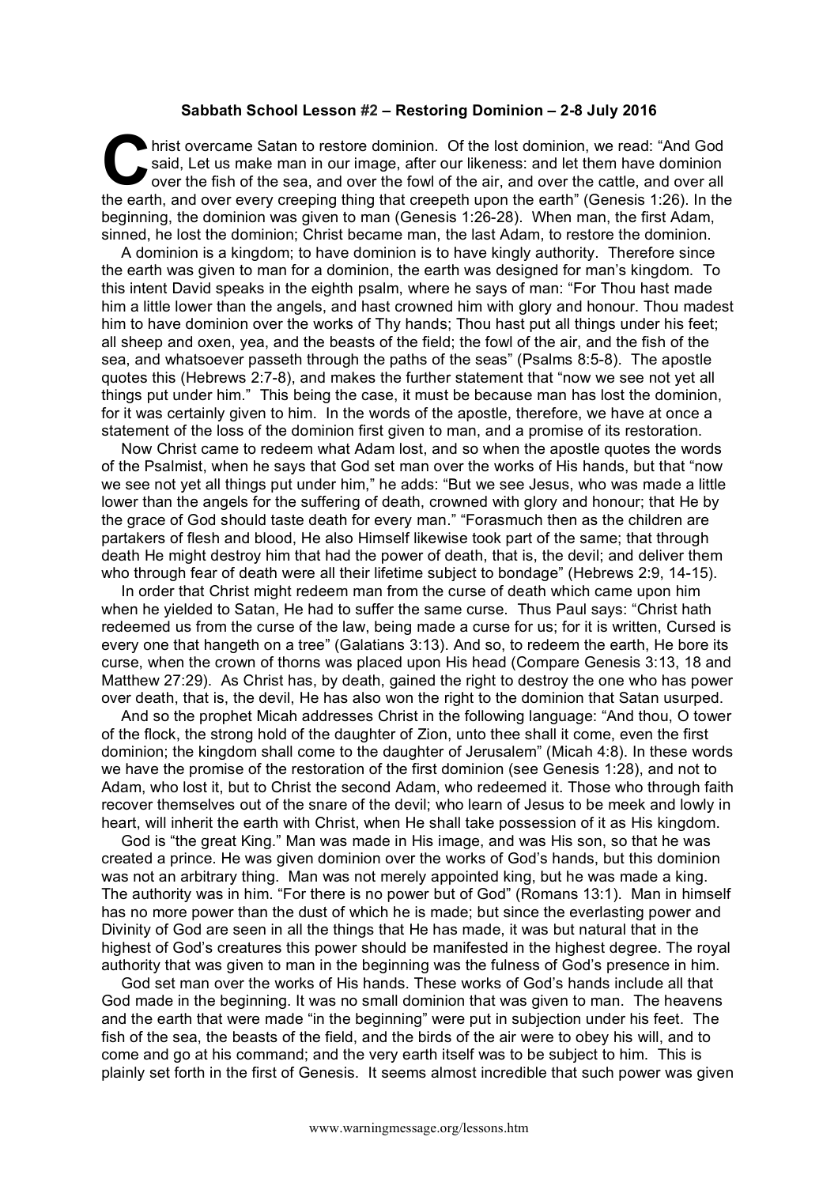**Sabbath School Lesson #2 – Restoring Dominion – 2-8 July 2016**

Christ overcame Satan to restore dominion. Of the lost dominion, we read: "And God said, Let us make man in our image, after our likeness: and let them have dominion over the fish of the sea, and over the fowl of the air, and over the cattle, and over all the earth, and over every creeping thing that creepeth upon the earth" (Genesis 1:26). In the beginning, the dominion was given to man (Genesis 1:26-28). When man, the first Adam, sinned, he lost the dominion; Christ became man, the last Adam, to restore the dominion.

A dominion is a kingdom; to have dominion is to have kingly authority. Therefore since the earth was given to man for a dominion, the earth was designed for man's kingdom. To this intent David speaks in the eighth psalm, where he says of man: "For Thou hast made him a little lower than the angels, and hast crowned him with glory and honour. Thou madest him to have dominion over the works of Thy hands; Thou hast put all things under his feet; all sheep and oxen, yea, and the beasts of the field; the fowl of the air, and the fish of the sea, and whatsoever passeth through the paths of the seas" (Psalms 8:5-8). The apostle quotes this (Hebrews 2:7-8), and makes the further statement that "now we see not yet all things put under him." This being the case, it must be because man has lost the dominion, for it was certainly given to him. In the words of the apostle, therefore, we have at once a statement of the loss of the dominion first given to man, and a promise of its restoration.

Now Christ came to redeem what Adam lost, and so when the apostle quotes the words of the Psalmist, when he says that God set man over the works of His hands, but that "now we see not yet all things put under him," he adds: "But we see Jesus, who was made a little lower than the angels for the suffering of death, crowned with glory and honour; that He by the grace of God should taste death for every man." "Forasmuch then as the children are partakers of flesh and blood, He also Himself likewise took part of the same; that through death He might destroy him that had the power of death, that is, the devil; and deliver them who through fear of death were all their lifetime subject to bondage" (Hebrews 2:9, 14-15).

In order that Christ might redeem man from the curse of death which came upon him when he yielded to Satan, He had to suffer the same curse. Thus Paul says: "Christ hath redeemed us from the curse of the law, being made a curse for us; for it is written, Cursed is every one that hangeth on a tree" (Galatians 3:13). And so, to redeem the earth, He bore its curse, when the crown of thorns was placed upon His head (Compare Genesis 3:13, 18 and Matthew 27:29). As Christ has, by death, gained the right to destroy the one who has power over death, that is, the devil, He has also won the right to the dominion that Satan usurped.

And so the prophet Micah addresses Christ in the following language: "And thou, O tower of the flock, the strong hold of the daughter of Zion, unto thee shall it come, even the first dominion; the kingdom shall come to the daughter of Jerusalem" (Micah 4:8). In these words we have the promise of the restoration of the first dominion (see Genesis 1:28), and not to Adam, who lost it, but to Christ the second Adam, who redeemed it. Those who through faith recover themselves out of the snare of the devil; who learn of Jesus to be meek and lowly in heart, will inherit the earth with Christ, when He shall take possession of it as His kingdom.

God is "the great King." Man was made in His image, and was His son, so that he was created a prince. He was given dominion over the works of God's hands, but this dominion was not an arbitrary thing. Man was not merely appointed king, but he was made a king. The authority was in him. "For there is no power but of God" (Romans 13:1). Man in himself has no more power than the dust of which he is made; but since the everlasting power and Divinity of God are seen in all the things that He has made, it was but natural that in the highest of God's creatures this power should be manifested in the highest degree. The royal authority that was given to man in the beginning was the fulness of God's presence in him.

God set man over the works of His hands. These works of God's hands include all that God made in the beginning. It was no small dominion that was given to man. The heavens and the earth that were made "in the beginning" were put in subjection under his feet. The fish of the sea, the beasts of the field, and the birds of the air were to obey his will, and to come and go at his command; and the very earth itself was to be subject to him. This is plainly set forth in the first of Genesis. It seems almost incredible that such power was given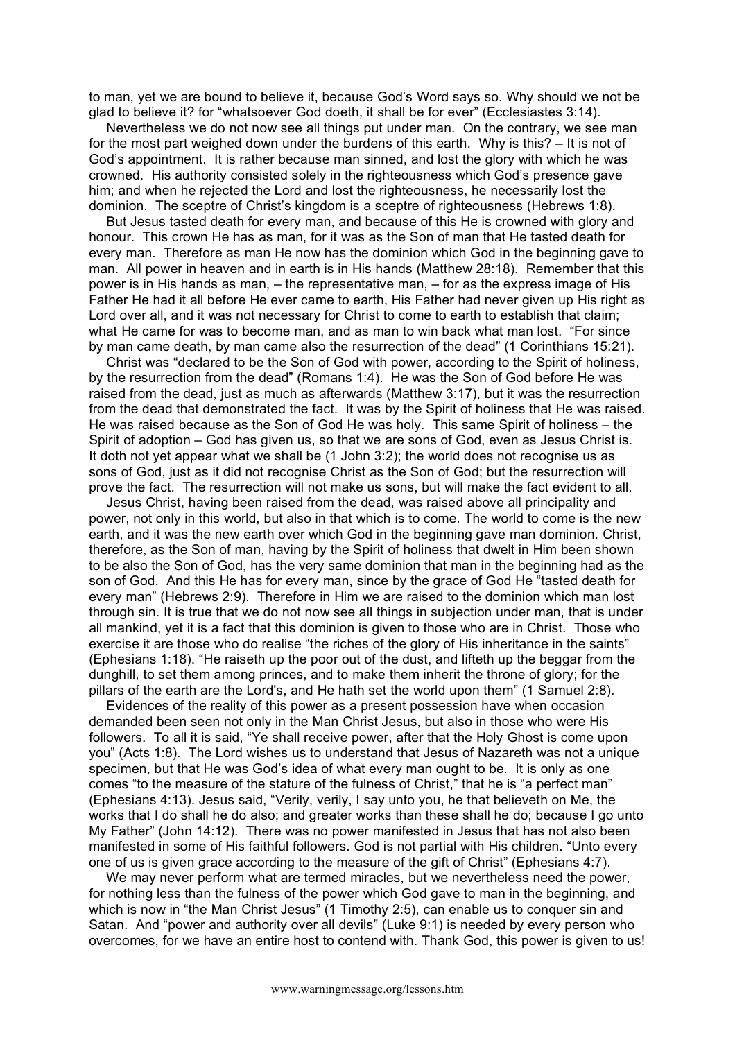to man, yet we are bound to believe it, because God's Word says so. Why should we not be glad to believe it? for "whatsoever God doeth, it shall be for ever" (Ecclesiastes 3:14).

Nevertheless we do not now see all things put under man. On the contrary, we see man for the most part weighed down under the burdens of this earth. Why is this? – It is not of God's appointment. It is rather because man sinned, and lost the glory with which he was crowned. His authority consisted solely in the righteousness which God's presence gave him; and when he rejected the Lord and lost the righteousness, he necessarily lost the dominion. The sceptre of Christ's kingdom is a sceptre of righteousness (Hebrews 1:8).

But Jesus tasted death for every man, and because of this He is crowned with glory and honour. This crown He has as man, for it was as the Son of man that He tasted death for every man. Therefore as man He now has the dominion which God in the beginning gave to man. All power in heaven and in earth is in His hands (Matthew 28:18). Remember that this power is in His hands as man, – the representative man, – for as the express image of His Father He had it all before He ever came to earth, His Father had never given up His right as Lord over all, and it was not necessary for Christ to come to earth to establish that claim; what He came for was to become man, and as man to win back what man lost. "For since by man came death, by man came also the resurrection of the dead" (1 Corinthians 15:21).

Christ was "declared to be the Son of God with power, according to the Spirit of holiness, by the resurrection from the dead" (Romans 1:4). He was the Son of God before He was raised from the dead, just as much as afterwards (Matthew 3:17), but it was the resurrection from the dead that demonstrated the fact. It was by the Spirit of holiness that He was raised. He was raised because as the Son of God He was holy. This same Spirit of holiness – the Spirit of adoption – God has given us, so that we are sons of God, even as Jesus Christ is. It doth not yet appear what we shall be (1 John 3:2); the world does not recognise us as sons of God, just as it did not recognise Christ as the Son of God; but the resurrection will prove the fact. The resurrection will not make us sons, but will make the fact evident to all.

Jesus Christ, having been raised from the dead, was raised above all principality and power, not only in this world, but also in that which is to come. The world to come is the new earth, and it was the new earth over which God in the beginning gave man dominion. Christ, therefore, as the Son of man, having by the Spirit of holiness that dwelt in Him been shown to be also the Son of God, has the very same dominion that man in the beginning had as the son of God. And this He has for every man, since by the grace of God He "tasted death for every man" (Hebrews 2:9). Therefore in Him we are raised to the dominion which man lost through sin. It is true that we do not now see all things in subjection under man, that is under all mankind, yet it is a fact that this dominion is given to those who are in Christ. Those who exercise it are those who do realise "the riches of the glory of His inheritance in the saints" (Ephesians 1:18). "He raiseth up the poor out of the dust, and lifteth up the beggar from the dunghill, to set them among princes, and to make them inherit the throne of glory; for the pillars of the earth are the Lord's, and He hath set the world upon them" (1 Samuel 2:8).

Evidences of the reality of this power as a present possession have when occasion demanded been seen not only in the Man Christ Jesus, but also in those who were His followers. To all it is said, "Ye shall receive power, after that the Holy Ghost is come upon you" (Acts 1:8). The Lord wishes us to understand that Jesus of Nazareth was not a unique specimen, but that He was God's idea of what every man ought to be. It is only as one comes "to the measure of the stature of the fulness of Christ," that he is "a perfect man" (Ephesians 4:13). Jesus said, "Verily, verily, I say unto you, he that believeth on Me, the works that I do shall he do also; and greater works than these shall he do; because I go unto My Father" (John 14:12). There was no power manifested in Jesus that has not also been manifested in some of His faithful followers. God is not partial with His children. "Unto every one of us is given grace according to the measure of the gift of Christ" (Ephesians 4:7).

We may never perform what are termed miracles, but we nevertheless need the power, for nothing less than the fulness of the power which God gave to man in the beginning, and which is now in "the Man Christ Jesus" (1 Timothy 2:5), can enable us to conquer sin and Satan. And "power and authority over all devils" (Luke 9:1) is needed by every person who overcomes, for we have an entire host to contend with. Thank God, this power is given to us!